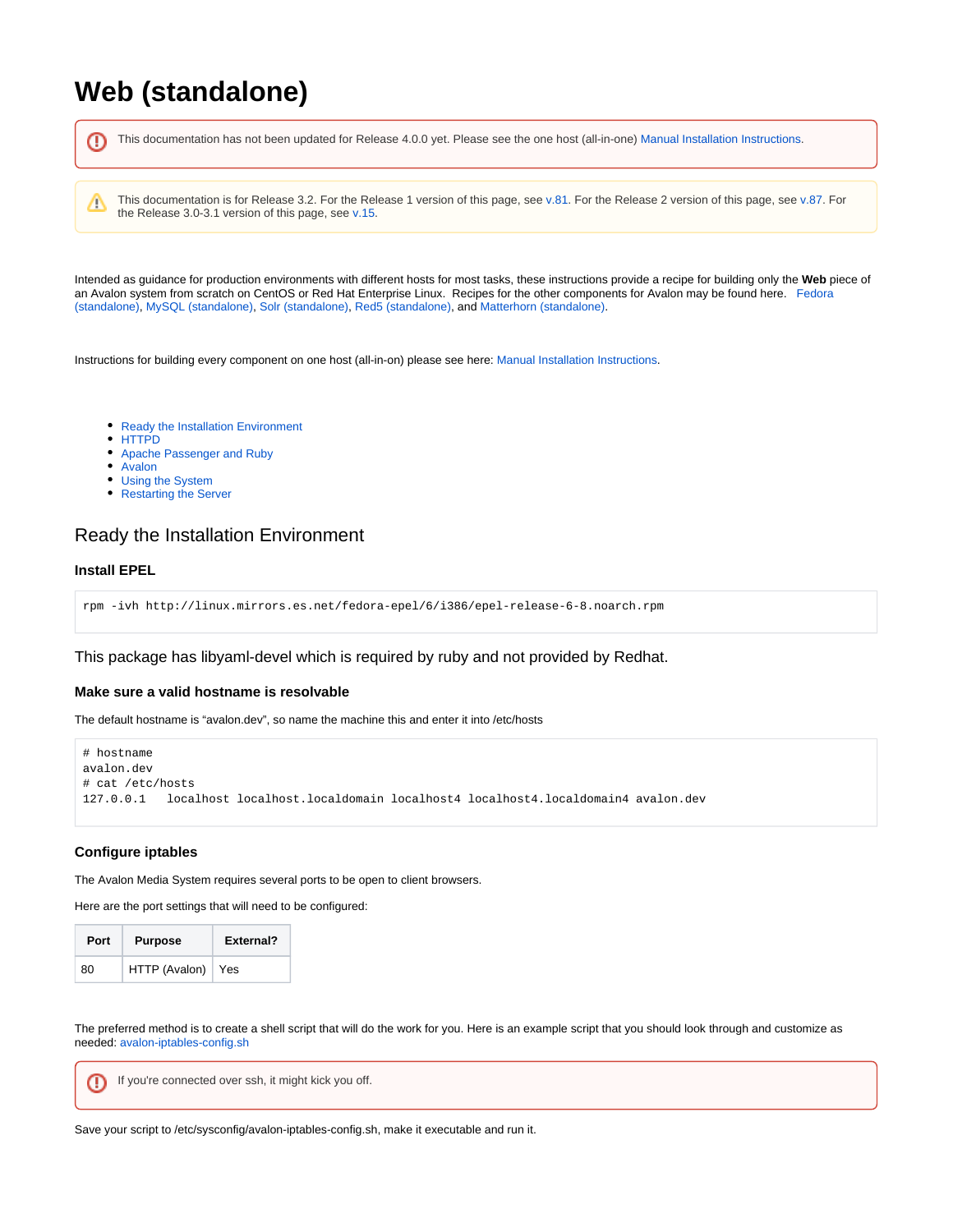# Web (standalone)

> This documentation has not been updated for Release 4.0.0 yet. Please see the one host (all-in-one) Manual Installation Instructions.

> This documentation is for Release 3.2. For the Release 1 version of this page, see v.81. For the Release 2 version of this page, see v.87. For the Release 3.0-3.1 version of this page, see v.15.

Intended as guidance for production environments with different hosts for most tasks, these instructions provide a recipe for building only the **Web** piece of an Avalon system from scratch on CentOS or Red Hat Enterprise Linux. Recipes for the other components for Avalon may be found here. Fedora (standalone), MySQL (standalone), Solr (standalone), Red5 (standalone), and Matterhorn (standalone).

Instructions for building every component on one host (all-in-on) please see here: Manual Installation Instructions.

- Ready the Installation Environment
- HTTPD
- Apache Passenger and Ruby
- Avalon
- Using the System
- Restarting the Server

## Ready the Installation Environment

### Install EPEL

```
rpm -ivh http://linux.mirrors.es.net/fedora-epel/6/i386/epel-release-6-8.noarch.rpm
```

This package has libyaml-devel which is required by ruby and not provided by Redhat.

### Make sure a valid hostname is resolvable

The default hostname is "avalon.dev", so name the machine this and enter it into /etc/hosts

```
# hostname
avalon.dev
# cat /etc/hosts
127.0.0.1   localhost localhost.localdomain localhost4 localhost4.localdomain4 avalon.dev
```

### Configure iptables

The Avalon Media System requires several ports to be open to client browsers.

Here are the port settings that will need to be configured:

| Port | Purpose | External? |
|---|---|---|
| 80 | HTTP (Avalon) | Yes |

The preferred method is to create a shell script that will do the work for you. Here is an example script that you should look through and customize as needed: avalon-iptables-config.sh

> If you're connected over ssh, it might kick you off.

Save your script to /etc/sysconfig/avalon-iptables-config.sh, make it executable and run it.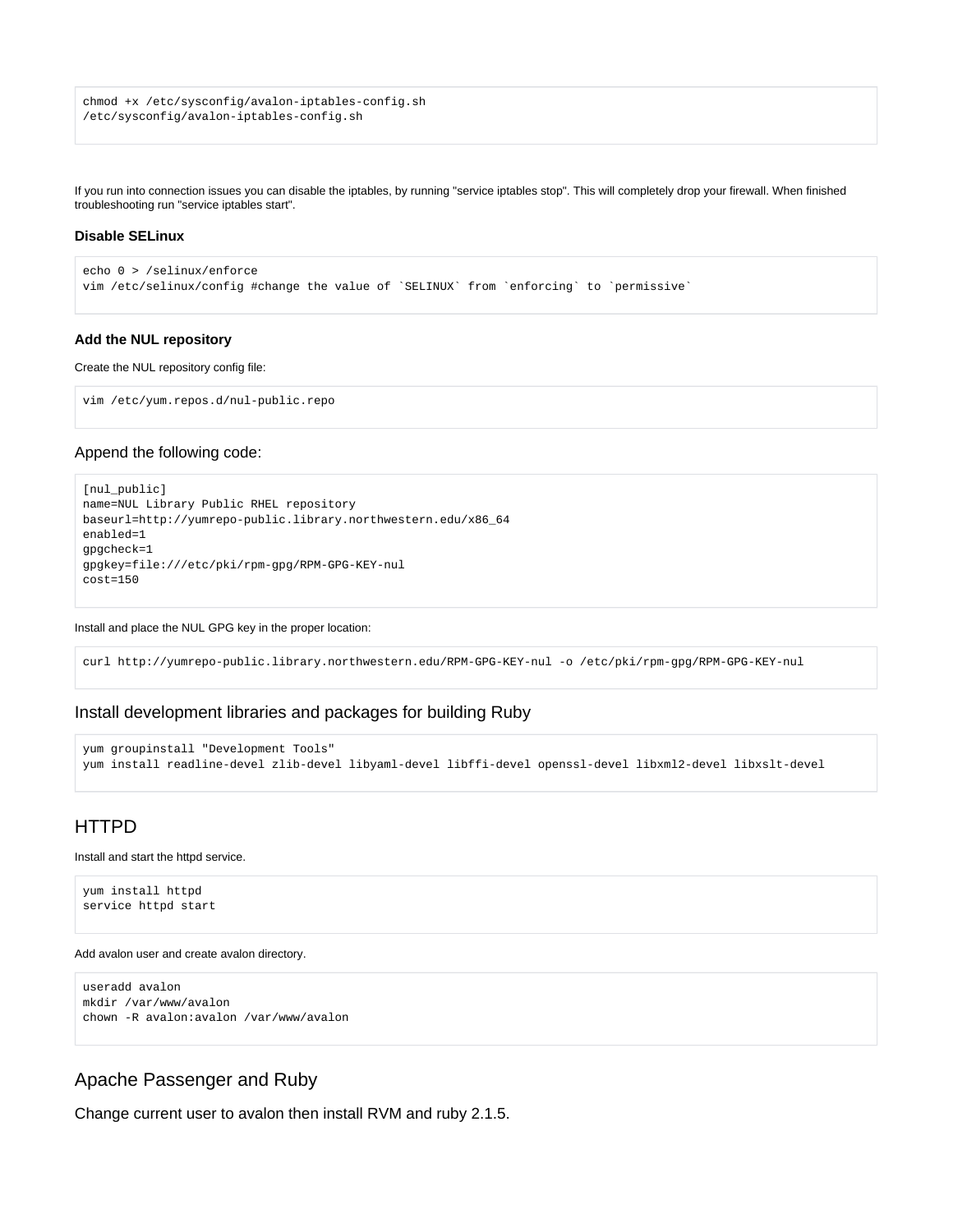```
chmod +x /etc/sysconfig/avalon-iptables-config.sh
/etc/sysconfig/avalon-iptables-config.sh
```

If you run into connection issues you can disable the iptables, by running "service iptables stop". This will completely drop your firewall. When finished troubleshooting run "service iptables start".

#### Disable SELinux

```
echo 0 > /selinux/enforce
vim /etc/selinux/config #change the value of `SELINUX` from `enforcing` to `permissive`
```

#### Add the NUL repository

Create the NUL repository config file:

```
vim /etc/yum.repos.d/nul-public.repo
```

### Append the following code:

```
[nul_public]
name=NUL Library Public RHEL repository
baseurl=http://yumrepo-public.library.northwestern.edu/x86_64
enabled=1
gpgcheck=1
gpgkey=file:///etc/pki/rpm-gpg/RPM-GPG-KEY-nul
cost=150
```

Install and place the NUL GPG key in the proper location:

```
curl http://yumrepo-public.library.northwestern.edu/RPM-GPG-KEY-nul -o /etc/pki/rpm-gpg/RPM-GPG-KEY-nul
```

### Install development libraries and packages for building Ruby

```
yum groupinstall "Development Tools"
yum install readline-devel zlib-devel libyaml-devel libffi-devel openssl-devel libxml2-devel libxslt-devel
```

## HTTPD

Install and start the httpd service.

```
yum install httpd
service httpd start
```

Add avalon user and create avalon directory.

```
useradd avalon
mkdir /var/www/avalon
chown -R avalon:avalon /var/www/avalon
```

## Apache Passenger and Ruby

Change current user to avalon then install RVM and ruby 2.1.5.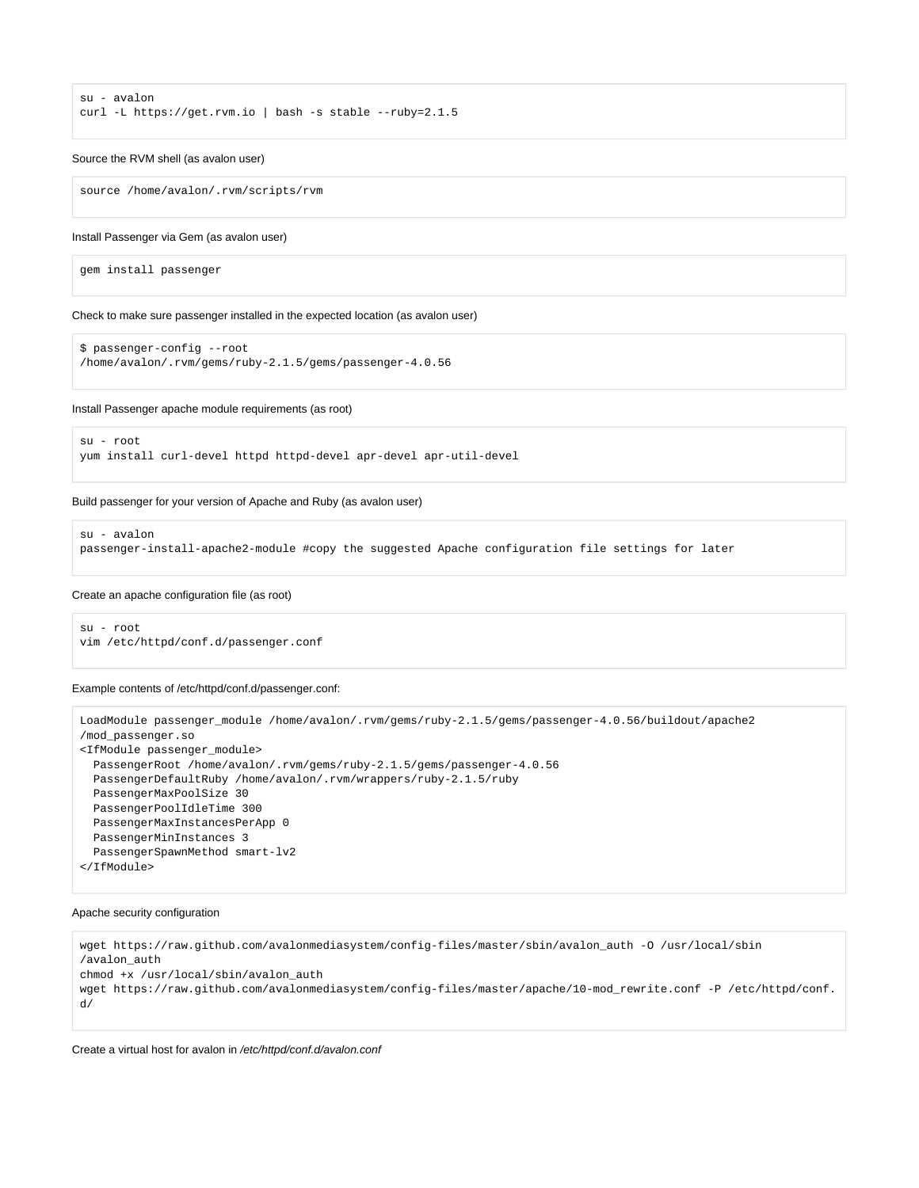```
su - avalon
curl -L https://get.rvm.io | bash -s stable --ruby=2.1.5
```

Source the RVM shell (as avalon user)

```
source /home/avalon/.rvm/scripts/rvm
```

Install Passenger via Gem (as avalon user)

```
gem install passenger
```

Check to make sure passenger installed in the expected location (as avalon user)

```
$ passenger-config --root
/home/avalon/.rvm/gems/ruby-2.1.5/gems/passenger-4.0.56
```

Install Passenger apache module requirements (as root)

```
su - root
yum install curl-devel httpd httpd-devel apr-devel apr-util-devel
```

Build passenger for your version of Apache and Ruby (as avalon user)

```
su - avalon
passenger-install-apache2-module #copy the suggested Apache configuration file settings for later
```

Create an apache configuration file (as root)

```
su - root
vim /etc/httpd/conf.d/passenger.conf
```

Example contents of /etc/httpd/conf.d/passenger.conf:

```
LoadModule passenger_module /home/avalon/.rvm/gems/ruby-2.1.5/gems/passenger-4.0.56/buildout/apache2
/mod_passenger.so
<IfModule passenger_module>
  PassengerRoot /home/avalon/.rvm/gems/ruby-2.1.5/gems/passenger-4.0.56
  PassengerDefaultRuby /home/avalon/.rvm/wrappers/ruby-2.1.5/ruby
  PassengerMaxPoolSize 30
  PassengerPoolIdleTime 300
  PassengerMaxInstancesPerApp 0
  PassengerMinInstances 3
  PassengerSpawnMethod smart-lv2
</IfModule>
```

Apache security configuration

```
wget https://raw.github.com/avalonmediasystem/config-files/master/sbin/avalon_auth -O /usr/local/sbin
/avalon_auth
chmod +x /usr/local/sbin/avalon_auth
wget https://raw.github.com/avalonmediasystem/config-files/master/apache/10-mod_rewrite.conf -P /etc/httpd/conf.
d/
```

Create a virtual host for avalon in */etc/httpd/conf.d/avalon.conf*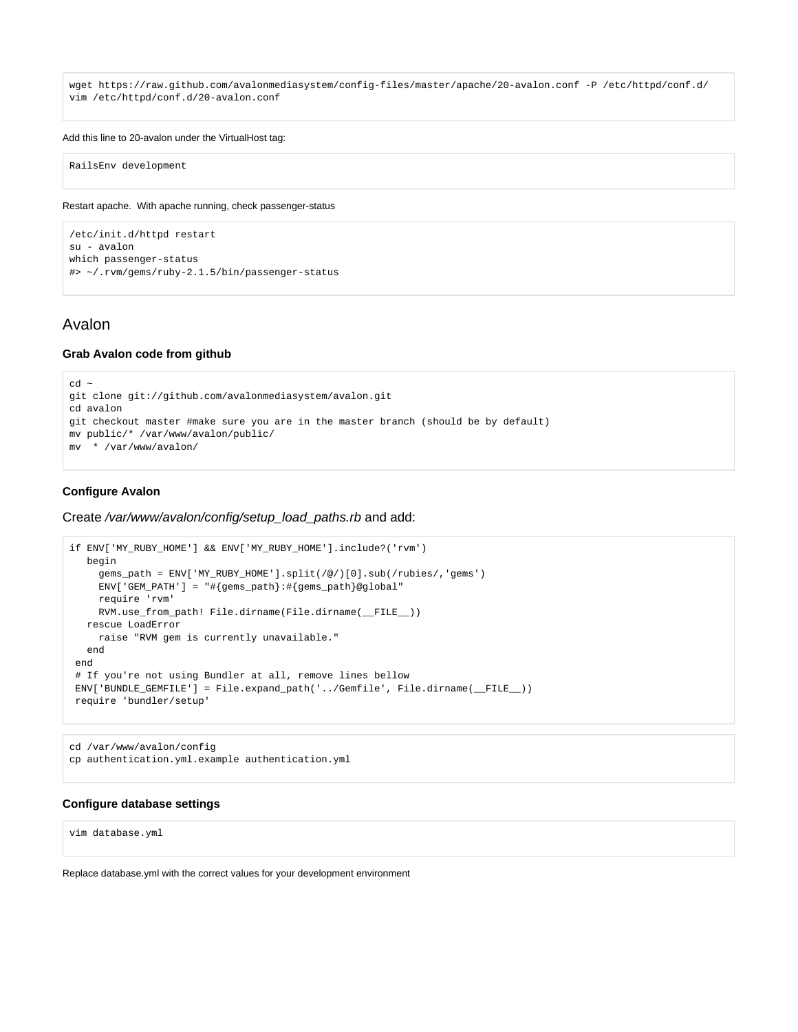```
wget https://raw.github.com/avalonmediasystem/config-files/master/apache/20-avalon.conf -P /etc/httpd/conf.d/
vim /etc/httpd/conf.d/20-avalon.conf
```

Add this line to 20-avalon under the VirtualHost tag:

```
RailsEnv development
```

Restart apache.  With apache running, check passenger-status

```
/etc/init.d/httpd restart
su - avalon
which passenger-status
#> ~/.rvm/gems/ruby-2.1.5/bin/passenger-status
```

## Avalon

### Grab Avalon code from github

```
cd ~
git clone git://github.com/avalonmediasystem/avalon.git
cd avalon
git checkout master #make sure you are in the master branch (should be by default)
mv public/* /var/www/avalon/public/
mv  * /var/www/avalon/
```

### Configure Avalon

Create */var/www/avalon/config/setup_load_paths.rb* and add:

```
if ENV['MY_RUBY_HOME'] && ENV['MY_RUBY_HOME'].include?('rvm')
   begin
     gems_path = ENV['MY_RUBY_HOME'].split(/@/)[0].sub(/rubies/,'gems')
     ENV['GEM_PATH'] = "#{gems_path}:#{gems_path}@global"
     require 'rvm'
     RVM.use_from_path! File.dirname(File.dirname(__FILE__))
   rescue LoadError
     raise "RVM gem is currently unavailable."
   end
 end
 # If you're not using Bundler at all, remove lines bellow
 ENV['BUNDLE_GEMFILE'] = File.expand_path('../Gemfile', File.dirname(__FILE__))
 require 'bundler/setup'
```

```
cd /var/www/avalon/config
cp authentication.yml.example authentication.yml
```

### Configure database settings

```
vim database.yml
```

Replace database.yml with the correct values for your development environment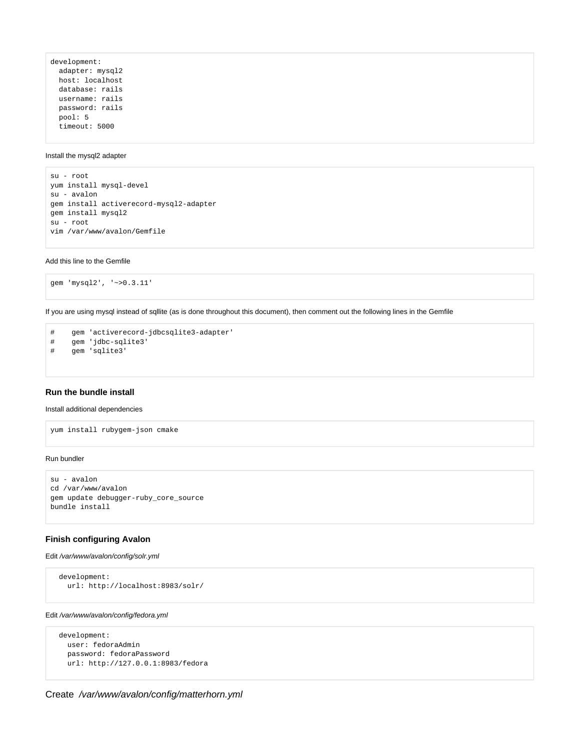```
development:
  adapter: mysql2
  host: localhost
  database: rails
  username: rails
  password: rails
  pool: 5
  timeout: 5000
```

Install the mysql2 adapter

```
su - root
yum install mysql-devel
su - avalon
gem install activerecord-mysql2-adapter
gem install mysql2
su - root
vim /var/www/avalon/Gemfile
```

Add this line to the Gemfile

```
gem 'mysql2', '~>0.3.11'
```

If you are using mysql instead of sqllite (as is done throughout this document), then comment out the following lines in the Gemfile

```
#    gem 'activerecord-jdbcsqlite3-adapter'
#    gem 'jdbc-sqlite3'
#    gem 'sqlite3'
```

#### Run the bundle install

Install additional dependencies

```
yum install rubygem-json cmake
```

Run bundler

```
su - avalon
cd /var/www/avalon
gem update debugger-ruby_core_source
bundle install
```

#### Finish configuring Avalon

Edit */var/www/avalon/config/solr.yml*

```
  development:
    url: http://localhost:8983/solr/
```

Edit */var/www/avalon/config/fedora.yml*

```
  development:
    user: fedoraAdmin
    password: fedoraPassword
    url: http://127.0.0.1:8983/fedora
```

Create */var/www/avalon/config/matterhorn.yml*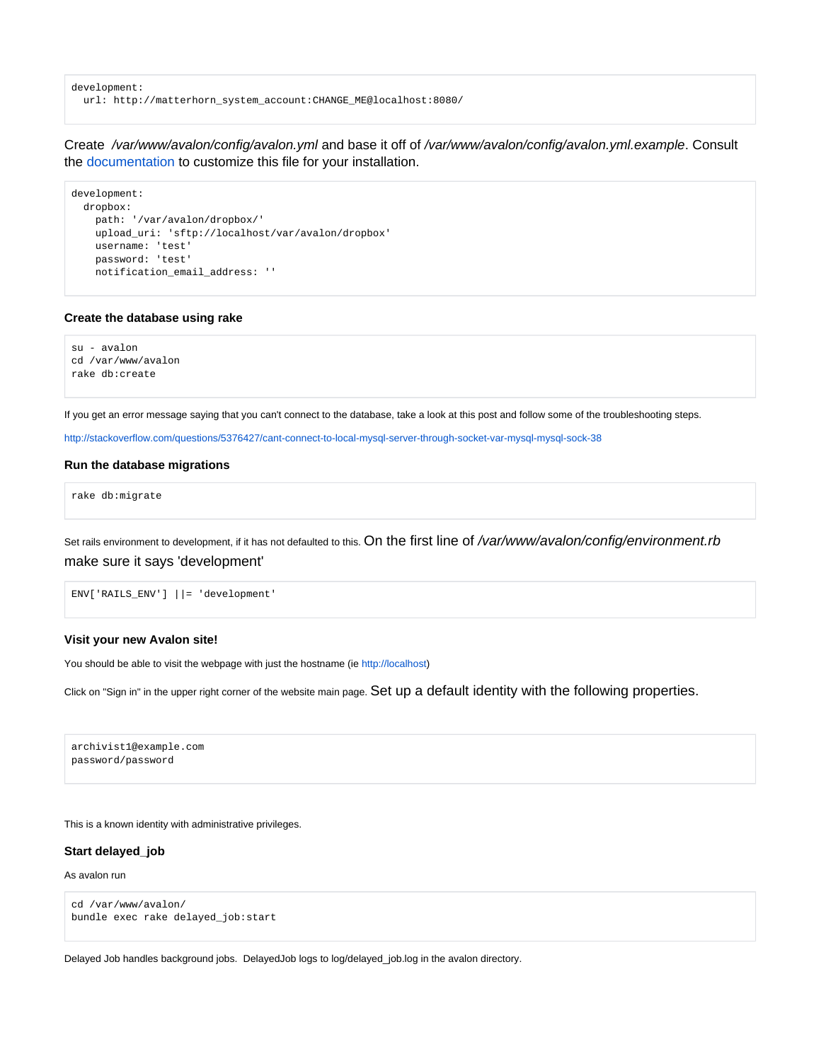```
development:
  url: http://matterhorn_system_account:CHANGE_ME@localhost:8080/
```

Create */var/www/avalon/config/avalon.yml* and base it off of */var/www/avalon/config/avalon.yml.example*. Consult the documentation to customize this file for your installation.

```
development:
  dropbox:
    path: '/var/avalon/dropbox/'
    upload_uri: 'sftp://localhost/var/avalon/dropbox'
    username: 'test'
    password: 'test'
    notification_email_address: ''
```

#### Create the database using rake

```
su - avalon
cd /var/www/avalon
rake db:create
```

If you get an error message saying that you can't connect to the database, take a look at this post and follow some of the troubleshooting steps.

http://stackoverflow.com/questions/5376427/cant-connect-to-local-mysql-server-through-socket-var-mysql-mysql-sock-38

#### Run the database migrations

```
rake db:migrate
```

Set rails environment to development, if it has not defaulted to this. On the first line of */var/www/avalon/config/environment.rb* make sure it says 'development'

```
ENV['RAILS_ENV'] ||= 'development'
```

#### Visit your new Avalon site!

You should be able to visit the webpage with just the hostname (ie http://localhost)

Click on "Sign in" in the upper right corner of the website main page. Set up a default identity with the following properties.

```
archivist1@example.com
password/password
```

This is a known identity with administrative privileges.

#### Start delayed_job

As avalon run

```
cd /var/www/avalon/
bundle exec rake delayed_job:start
```

Delayed Job handles background jobs. DelayedJob logs to log/delayed_job.log in the avalon directory.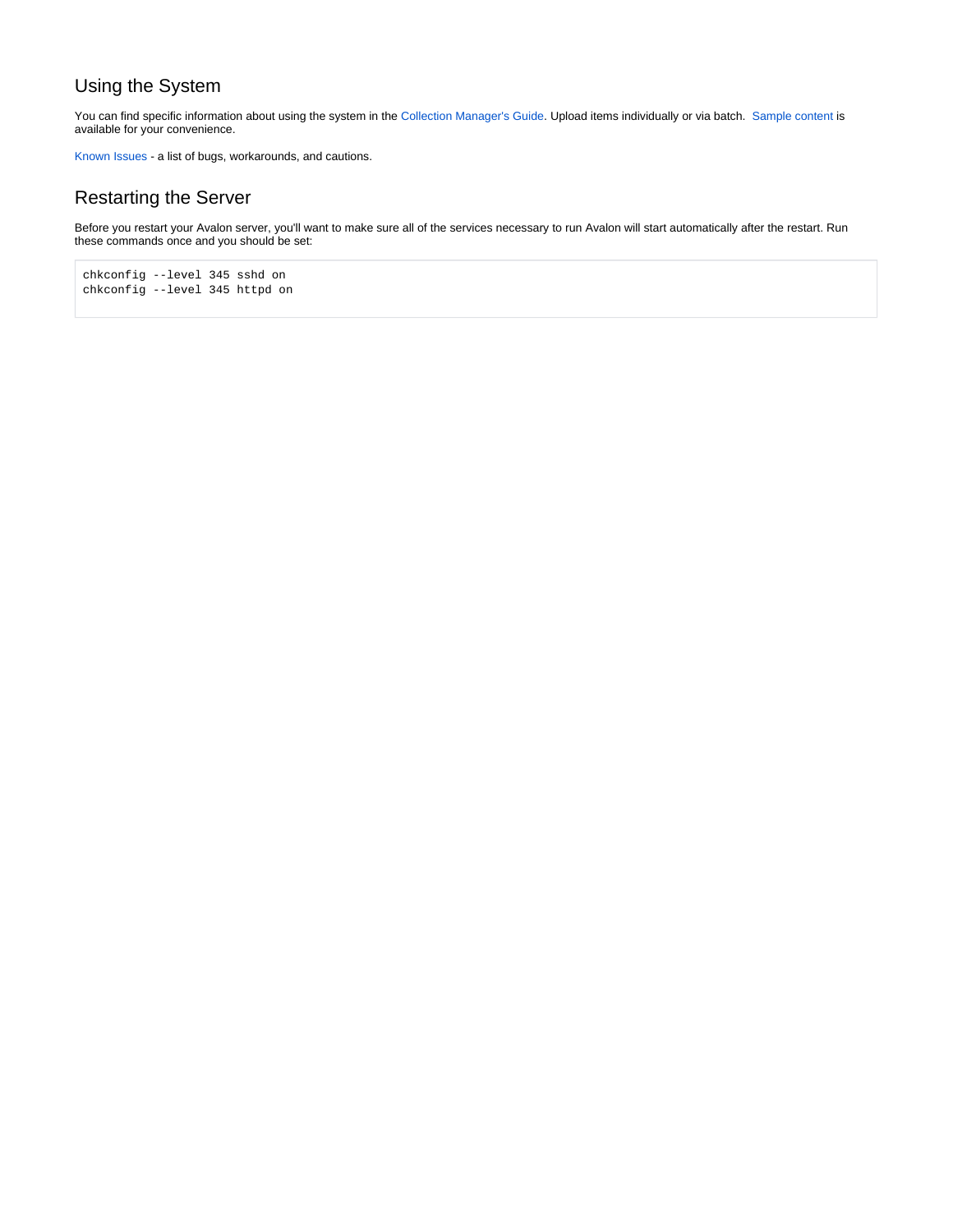## Using the System

You can find specific information about using the system in the Collection Manager's Guide. Upload items individually or via batch. Sample content is available for your convenience.

Known Issues - a list of bugs, workarounds, and cautions.

## Restarting the Server

Before you restart your Avalon server, you'll want to make sure all of the services necessary to run Avalon will start automatically after the restart. Run these commands once and you should be set:

```
chkconfig --level 345 sshd on
chkconfig --level 345 httpd on
```